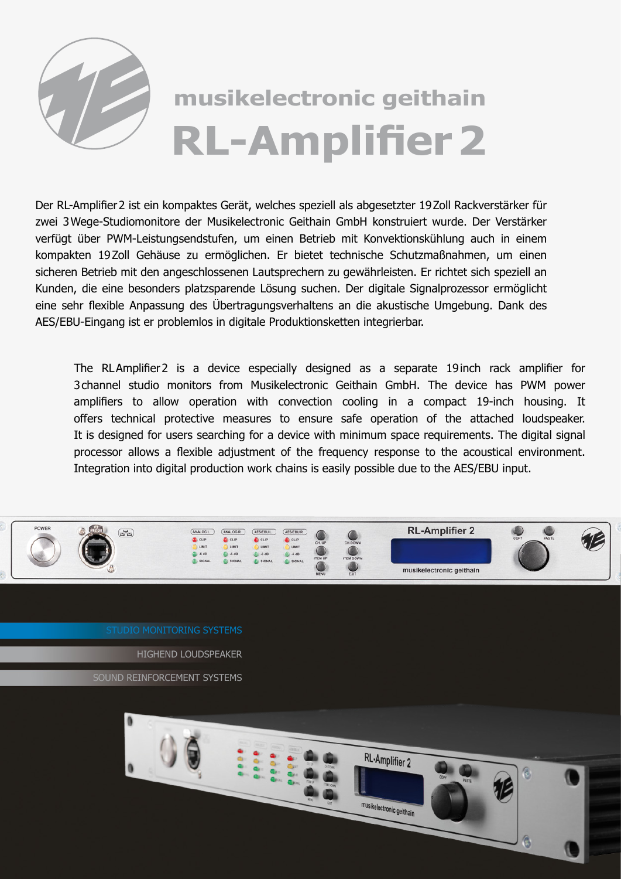# musikelectronic geithain

# RL-Amplifier 2

Der RL-Amplifier 2 ist ein kompaktes Gerät, welches speziell als abgesetzter 19 Zoll Rackverstärker für zwei 3 Wege-Studiomonitore der Musikelectronic Geithain GmbH konstruiert wurde. Der Verstärker verfügt über PWM-Leistungsendstufen, um einen Betrieb mit Konvektionskühlung auch in einem kompakten 19 Zoll Gehäuse zu ermöglichen. Er bietet technische Schutzmaßnahmen, um einen sicheren Betrieb mit den angeschlossenen Lautsprechern zu gewährleisten. Er richtet sich speziell an Kunden, die eine besonders platzsparende Lösung suchen. Der digitale Signalprozessor ermöglicht eine sehr flexible Anpassung des Übertragungsverhaltens an die akustische Umgebung. Dank des AES/EBU-Eingang ist er problemlos in digitale Produktionsketten integrierbar.

The RL Amplifier 2 is a device especially designed as a separate 19 inch rack amplifier for 3 channel studio monitors from Musikelectronic Geithain GmbH. The device has PWM power amplifiers to allow operation with convection cooling in a compact 19-inch housing. It offers technical protective measures to ensure safe operation of the attached loudspeaker. It is designed for users searching for a device with minimum space requirements. The digital signal processor allows a flexible adjustment of the frequency response to the acoustical environment. Integration into digital production work chains is easily possible due to the AES/EBU input.

STUDIO MONITORING SYSTEMS

HIGHEND LOUDSPEAKER

SOUND REINFORCEMENT SYSTEMS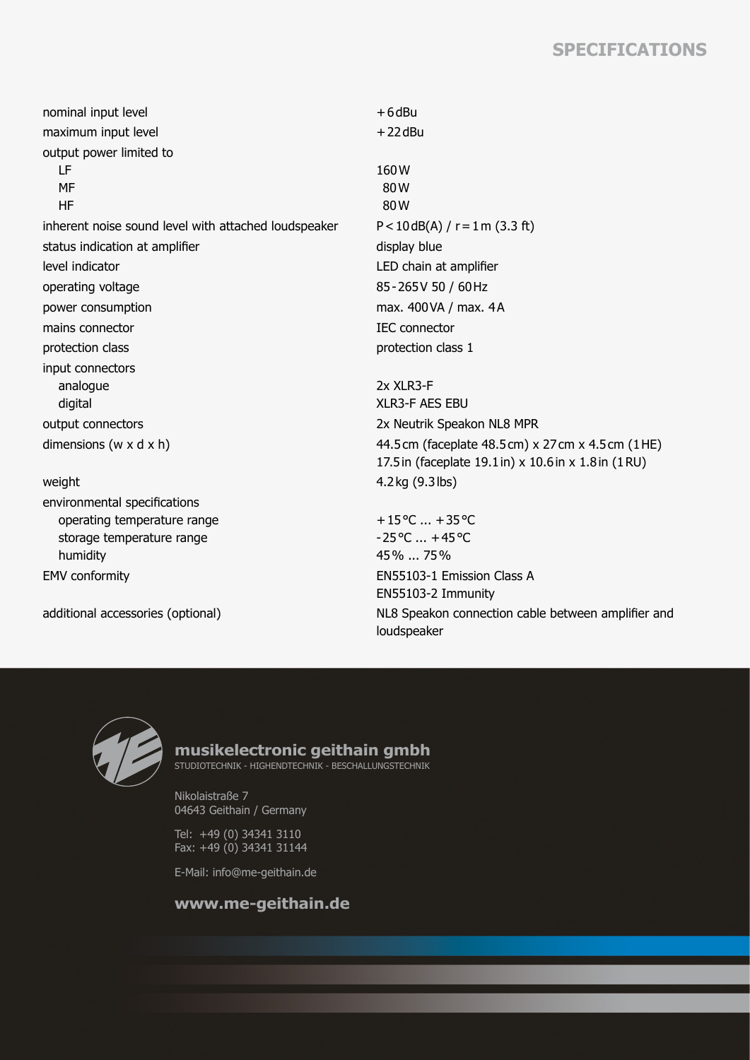# SPECIFICATIONS

| | |
|---|---|
| nominal input level | + 6 dBu |
| maximum input level | + 22 dBu |
| output power limited to | |
| LF | 160 W |
| MF | 80 W |
| HF | 80 W |
| inherent noise sound level with attached loudspeaker | P < 10 dB(A) / r = 1 m (3.3 ft) |
| status indication at amplifier | display blue |
| level indicator | LED chain at amplifier |
| operating voltage | 85 - 265 V 50 / 60 Hz |
| power consumption | max. 400 VA / max. 4 A |
| mains connector | IEC connector |
| protection class | protection class 1 |
| input connectors | |
| analogue | 2x XLR3-F |
| digital | XLR3-F AES EBU |
| output connectors | 2x Neutrik Speakon NL8 MPR |
| dimensions (w x d x h) | 44.5 cm (faceplate 48.5 cm) x 27 cm x 4.5 cm (1 HE)<br>17.5 in (faceplate 19.1 in) x 10.6 in x 1.8 in (1 RU) |
| weight | 4.2 kg (9.3 lbs) |
| environmental specifications | |
| operating temperature range | + 15 °C ... + 35 °C |
| storage temperature range | - 25 °C ... + 45 °C |
| humidity | 45 % ... 75 % |
| EMV conformity | EN55103-1 Emission Class A<br>EN55103-2 Immunity |
| additional accessories (optional) | NL8 Speakon connection cable between amplifier and loudspeaker |

**musikelectronic geithain gmbh**
STUDIOTECHNIK - HIGHENDTECHNIK - BESCHALLUNGSTECHNIK

Nikolaistraße 7
04643 Geithain / Germany

Tel: +49 (0) 34341 3110
Fax: +49 (0) 34341 31144

E-Mail: info@me-geithain.de

**www.me-geithain.de**